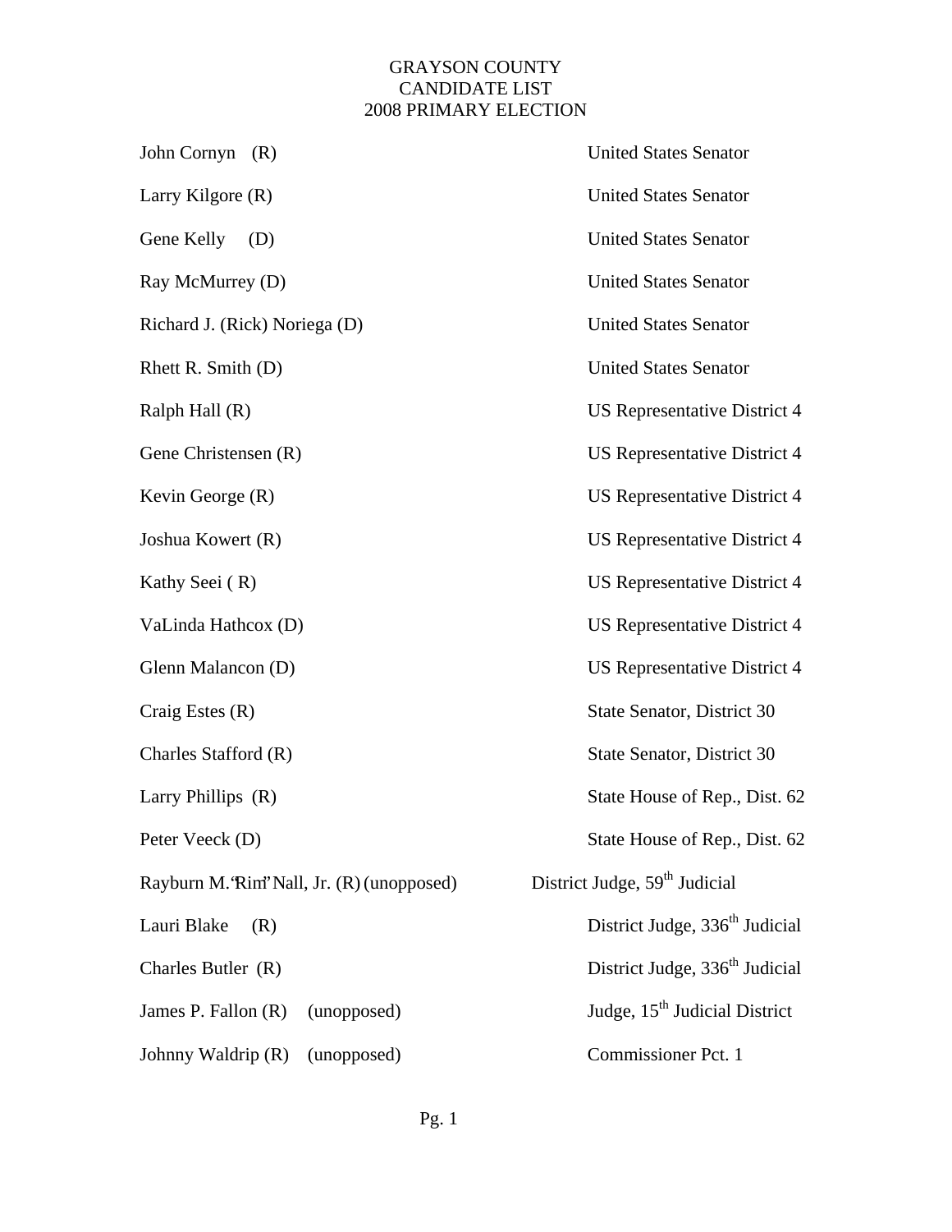# GRAYSON COUNTY
# CANDIDATE LIST
# 2008 PRIMARY ELECTION

| Candidate | Office |
|---|---|
| John Cornyn (R) | United States Senator |
| Larry Kilgore (R) | United States Senator |
| Gene Kelly (D) | United States Senator |
| Ray McMurrey (D) | United States Senator |
| Richard J. (Rick) Noriega (D) | United States Senator |
| Rhett R. Smith (D) | United States Senator |
| Ralph Hall (R) | US Representative District 4 |
| Gene Christensen (R) | US Representative District 4 |
| Kevin George (R) | US Representative District 4 |
| Joshua Kowert (R) | US Representative District 4 |
| Kathy Seei ( R) | US Representative District 4 |
| VaLinda Hathcox (D) | US Representative District 4 |
| Glenn Malancon (D) | US Representative District 4 |
| Craig Estes (R) | State Senator, District 30 |
| Charles Stafford (R) | State Senator, District 30 |
| Larry Phillips (R) | State House of Rep., Dist. 62 |
| Peter Veeck (D) | State House of Rep., Dist. 62 |
| Rayburn M. "Rim" Nall, Jr. (R) (unopposed) | District Judge, 59th Judicial |
| Lauri Blake (R) | District Judge, 336th Judicial |
| Charles Butler (R) | District Judge, 336th Judicial |
| James P. Fallon (R) (unopposed) | Judge, 15th Judicial District |
| Johnny Waldrip (R) (unopposed) | Commissioner Pct. 1 |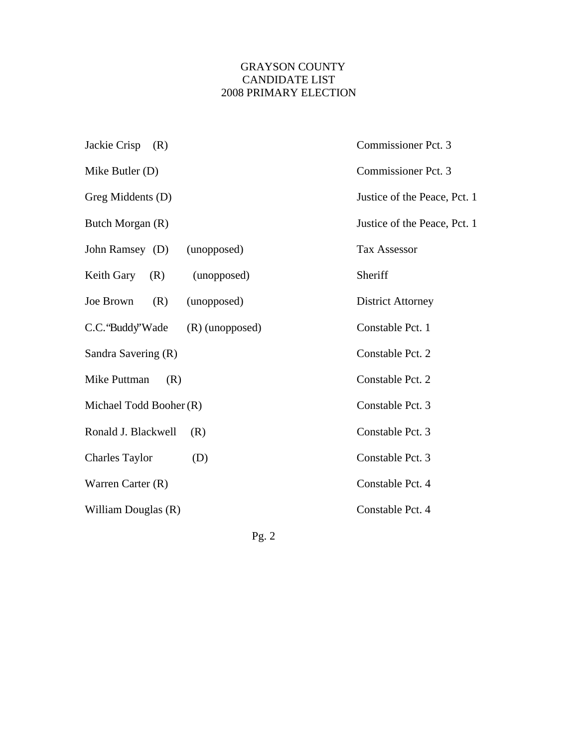GRAYSON COUNTY
CANDIDATE LIST
2008 PRIMARY ELECTION

| | |
|---|---|
| Jackie Crisp (R) | Commissioner Pct. 3 |
| Mike Butler (D) | Commissioner Pct. 3 |
| Greg Middents (D) | Justice of the Peace, Pct. 1 |
| Butch Morgan (R) | Justice of the Peace, Pct. 1 |
| John Ramsey (D) (unopposed) | Tax Assessor |
| Keith Gary (R) (unopposed) | Sheriff |
| Joe Brown (R) (unopposed) | District Attorney |
| C.C. "Buddy" Wade (R) (unopposed) | Constable Pct. 1 |
| Sandra Savering (R) | Constable Pct. 2 |
| Mike Puttman (R) | Constable Pct. 2 |
| Michael Todd Booher (R) | Constable Pct. 3 |
| Ronald J. Blackwell (R) | Constable Pct. 3 |
| Charles Taylor (D) | Constable Pct. 3 |
| Warren Carter (R) | Constable Pct. 4 |
| William Douglas (R) | Constable Pct. 4 |